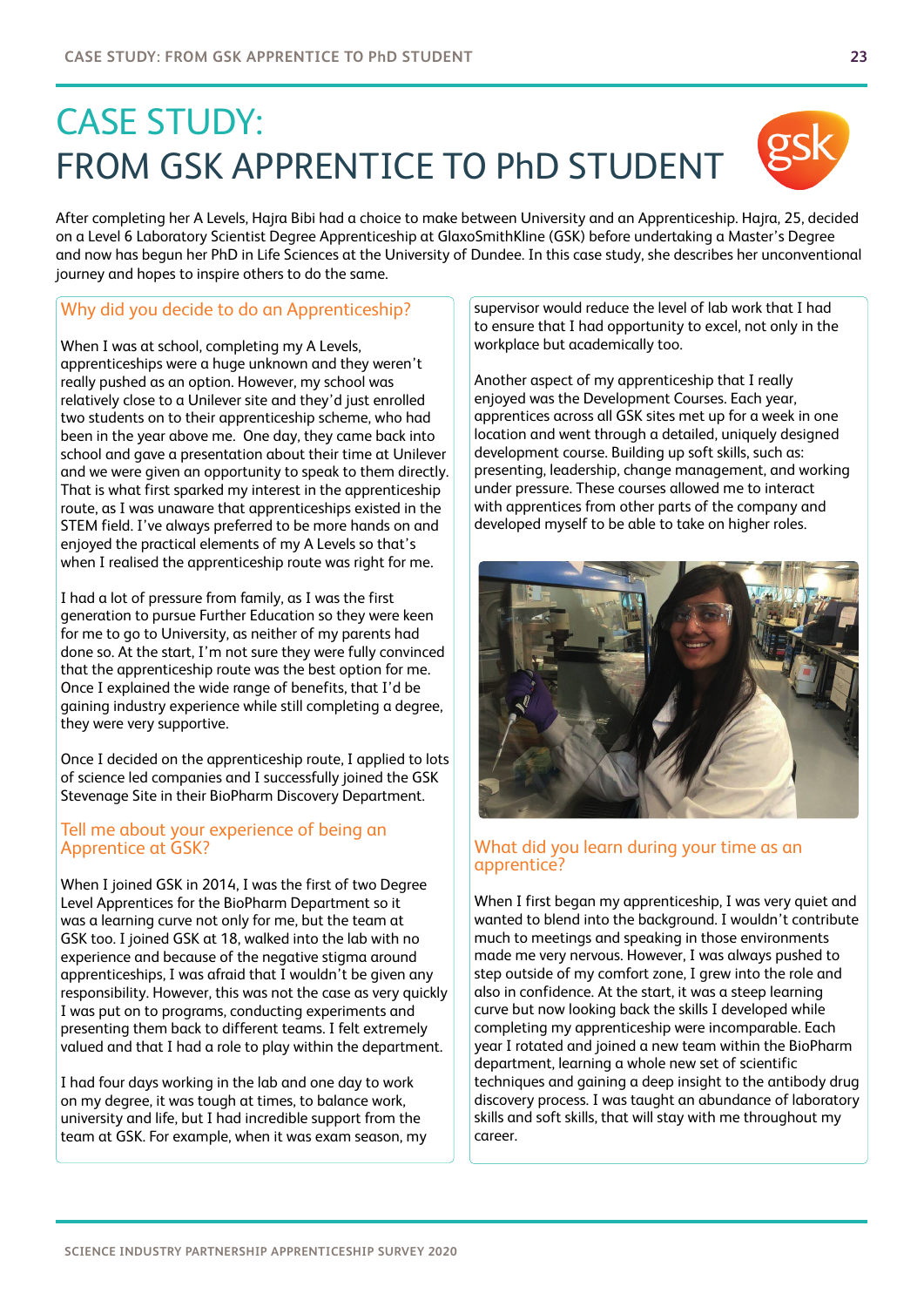# CASE STUDY:
# FROM GSK APPRENTICE TO PhD STUDENT

After completing her A Levels, Hajra Bibi had a choice to make between University and an Apprenticeship. Hajra, 25, decided on a Level 6 Laboratory Scientist Degree Apprenticeship at GlaxoSmithKline (GSK) before undertaking a Master's Degree and now has begun her PhD in Life Sciences at the University of Dundee. In this case study, she describes her unconventional journey and hopes to inspire others to do the same.

## Why did you decide to do an Apprenticeship?

When I was at school, completing my A Levels, apprenticeships were a huge unknown and they weren't really pushed as an option. However, my school was relatively close to a Unilever site and they'd just enrolled two students on to their apprenticeship scheme, who had been in the year above me. One day, they came back into school and gave a presentation about their time at Unilever and we were given an opportunity to speak to them directly. That is what first sparked my interest in the apprenticeship route, as I was unaware that apprenticeships existed in the STEM field. I've always preferred to be more hands on and enjoyed the practical elements of my A Levels so that's when I realised the apprenticeship route was right for me.

I had a lot of pressure from family, as I was the first generation to pursue Further Education so they were keen for me to go to University, as neither of my parents had done so. At the start, I'm not sure they were fully convinced that the apprenticeship route was the best option for me. Once I explained the wide range of benefits, that I'd be gaining industry experience while still completing a degree, they were very supportive.

Once I decided on the apprenticeship route, I applied to lots of science led companies and I successfully joined the GSK Stevenage Site in their BioPharm Discovery Department.

## Tell me about your experience of being an Apprentice at GSK?

When I joined GSK in 2014, I was the first of two Degree Level Apprentices for the BioPharm Department so it was a learning curve not only for me, but the team at GSK too. I joined GSK at 18, walked into the lab with no experience and because of the negative stigma around apprenticeships, I was afraid that I wouldn't be given any responsibility. However, this was not the case as very quickly I was put on to programs, conducting experiments and presenting them back to different teams. I felt extremely valued and that I had a role to play within the department.

I had four days working in the lab and one day to work on my degree, it was tough at times, to balance work, university and life, but I had incredible support from the team at GSK. For example, when it was exam season, my supervisor would reduce the level of lab work that I had to ensure that I had opportunity to excel, not only in the workplace but academically too.

Another aspect of my apprenticeship that I really enjoyed was the Development Courses. Each year, apprentices across all GSK sites met up for a week in one location and went through a detailed, uniquely designed development course. Building up soft skills, such as: presenting, leadership, change management, and working under pressure. These courses allowed me to interact with apprentices from other parts of the company and developed myself to be able to take on higher roles.

## What did you learn during your time as an apprentice?

When I first began my apprenticeship, I was very quiet and wanted to blend into the background. I wouldn't contribute much to meetings and speaking in those environments made me very nervous. However, I was always pushed to step outside of my comfort zone, I grew into the role and also in confidence. At the start, it was a steep learning curve but now looking back the skills I developed while completing my apprenticeship were incomparable. Each year I rotated and joined a new team within the BioPharm department, learning a whole new set of scientific techniques and gaining a deep insight to the antibody drug discovery process. I was taught an abundance of laboratory skills and soft skills, that will stay with me throughout my career.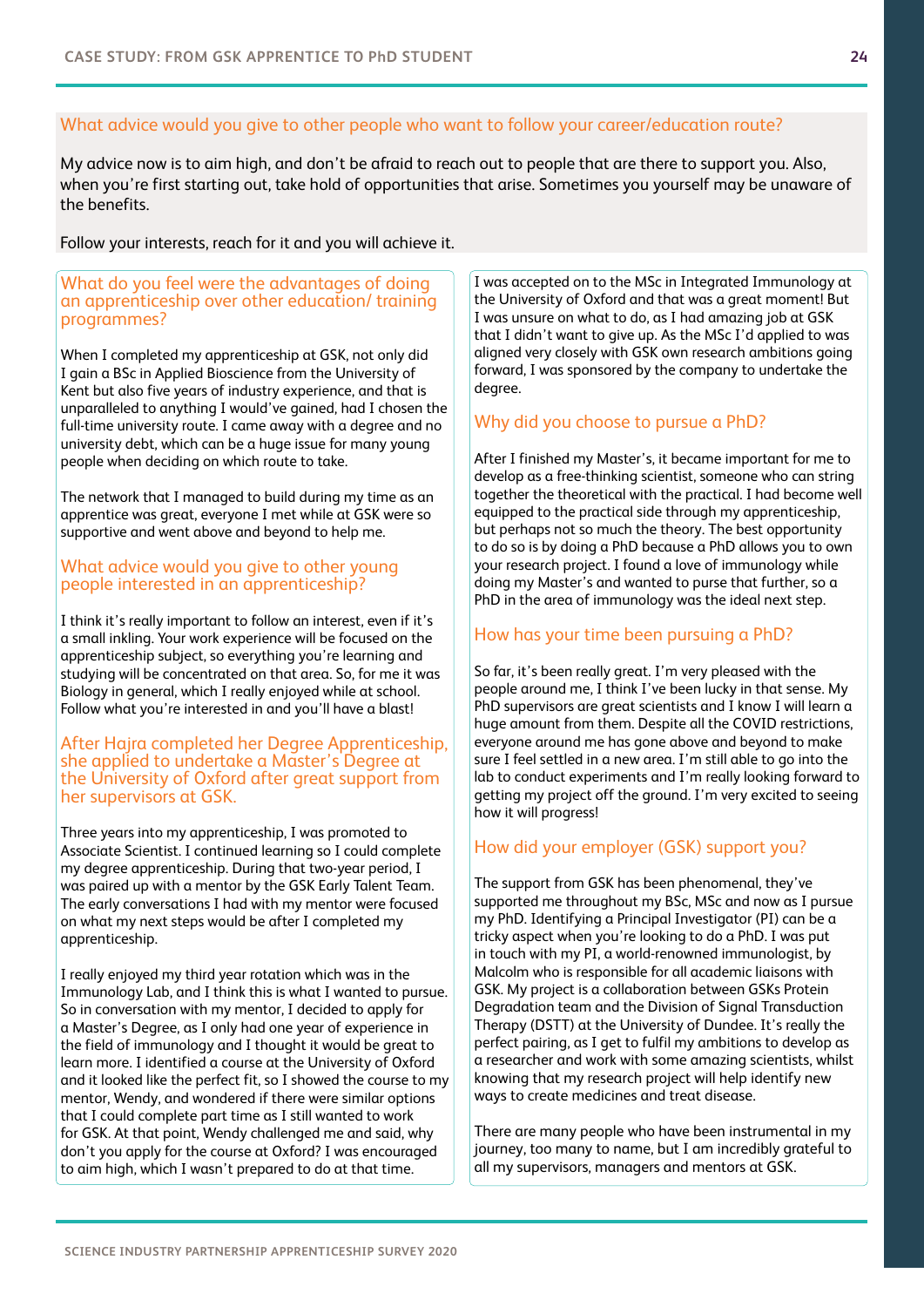## What advice would you give to other people who want to follow your career/education route?

My advice now is to aim high, and don't be afraid to reach out to people that are there to support you. Also, when you're first starting out, take hold of opportunities that arise. Sometimes you yourself may be unaware of the benefits.

Follow your interests, reach for it and you will achieve it.

## What do you feel were the advantages of doing an apprenticeship over other education/ training programmes?

When I completed my apprenticeship at GSK, not only did I gain a BSc in Applied Bioscience from the University of Kent but also five years of industry experience, and that is unparalleled to anything I would've gained, had I chosen the full-time university route. I came away with a degree and no university debt, which can be a huge issue for many young people when deciding on which route to take.

The network that I managed to build during my time as an apprentice was great, everyone I met while at GSK were so supportive and went above and beyond to help me.

## What advice would you give to other young people interested in an apprenticeship?

I think it's really important to follow an interest, even if it's a small inkling. Your work experience will be focused on the apprenticeship subject, so everything you're learning and studying will be concentrated on that area. So, for me it was Biology in general, which I really enjoyed while at school. Follow what you're interested in and you'll have a blast!

## After Hajra completed her Degree Apprenticeship, she applied to undertake a Master's Degree at the University of Oxford after great support from her supervisors at GSK.

Three years into my apprenticeship, I was promoted to Associate Scientist. I continued learning so I could complete my degree apprenticeship. During that two-year period, I was paired up with a mentor by the GSK Early Talent Team. The early conversations I had with my mentor were focused on what my next steps would be after I completed my apprenticeship.

I really enjoyed my third year rotation which was in the Immunology Lab, and I think this is what I wanted to pursue. So in conversation with my mentor, I decided to apply for a Master's Degree, as I only had one year of experience in the field of immunology and I thought it would be great to learn more. I identified a course at the University of Oxford and it looked like the perfect fit, so I showed the course to my mentor, Wendy, and wondered if there were similar options that I could complete part time as I still wanted to work for GSK. At that point, Wendy challenged me and said, why don't you apply for the course at Oxford? I was encouraged to aim high, which I wasn't prepared to do at that time.

I was accepted on to the MSc in Integrated Immunology at the University of Oxford and that was a great moment! But I was unsure on what to do, as I had amazing job at GSK that I didn't want to give up. As the MSc I'd applied to was aligned very closely with GSK own research ambitions going forward, I was sponsored by the company to undertake the degree.

## Why did you choose to pursue a PhD?

After I finished my Master's, it became important for me to develop as a free-thinking scientist, someone who can string together the theoretical with the practical. I had become well equipped to the practical side through my apprenticeship, but perhaps not so much the theory. The best opportunity to do so is by doing a PhD because a PhD allows you to own your research project. I found a love of immunology while doing my Master's and wanted to purse that further, so a PhD in the area of immunology was the ideal next step.

## How has your time been pursuing a PhD?

So far, it's been really great. I'm very pleased with the people around me, I think I've been lucky in that sense. My PhD supervisors are great scientists and I know I will learn a huge amount from them. Despite all the COVID restrictions, everyone around me has gone above and beyond to make sure I feel settled in a new area. I'm still able to go into the lab to conduct experiments and I'm really looking forward to getting my project off the ground. I'm very excited to seeing how it will progress!

## How did your employer (GSK) support you?

The support from GSK has been phenomenal, they've supported me throughout my BSc, MSc and now as I pursue my PhD. Identifying a Principal Investigator (PI) can be a tricky aspect when you're looking to do a PhD. I was put in touch with my PI, a world-renowned immunologist, by Malcolm who is responsible for all academic liaisons with GSK. My project is a collaboration between GSKs Protein Degradation team and the Division of Signal Transduction Therapy (DSTT) at the University of Dundee. It's really the perfect pairing, as I get to fulfil my ambitions to develop as a researcher and work with some amazing scientists, whilst knowing that my research project will help identify new ways to create medicines and treat disease.

There are many people who have been instrumental in my journey, too many to name, but I am incredibly grateful to all my supervisors, managers and mentors at GSK.